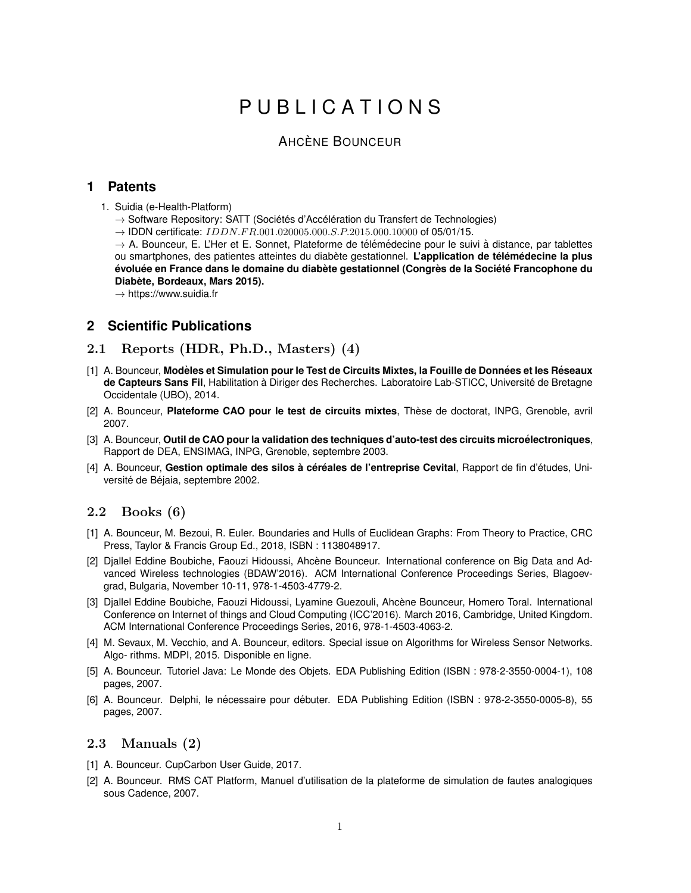# PUBLICATIONS

AHCÈNE BOUNCEUR

## 1 Patents

1. Suidia (e-Health-Platform)
   → Software Repository: SATT (Sociétés d'Accélération du Transfert de Technologies)
   → IDDN certificate: $IDDN.FR.001.020005.000.S.P.2015.000.10000$ of 05/01/15.
   → A. Bounceur, E. L'Her et E. Sonnet, Plateforme de télémédecine pour le suivi à distance, par tablettes ou smartphones, des patientes atteintes du diabète gestationnel. **L'application de télémédecine la plus évoluée en France dans le domaine du diabète gestationnel (Congrès de la Société Francophone du Diabète, Bordeaux, Mars 2015).**
   → https://www.suidia.fr

## 2 Scientific Publications

### 2.1 Reports (HDR, Ph.D., Masters) (4)

[1] A. Bounceur, **Modèles et Simulation pour le Test de Circuits Mixtes, la Fouille de Données et les Réseaux de Capteurs Sans Fil**, Habilitation à Diriger des Recherches. Laboratoire Lab-STICC, Université de Bretagne Occidentale (UBO), 2014.

[2] A. Bounceur, **Plateforme CAO pour le test de circuits mixtes**, Thèse de doctorat, INPG, Grenoble, avril 2007.

[3] A. Bounceur, **Outil de CAO pour la validation des techniques d'auto-test des circuits microélectroniques**, Rapport de DEA, ENSIMAG, INPG, Grenoble, septembre 2003.

[4] A. Bounceur, **Gestion optimale des silos à céréales de l'entreprise Cevital**, Rapport de fin d'études, Université de Béjaia, septembre 2002.

### 2.2 Books (6)

[1] A. Bounceur, M. Bezoui, R. Euler. Boundaries and Hulls of Euclidean Graphs: From Theory to Practice, CRC Press, Taylor & Francis Group Ed., 2018, ISBN : 1138048917.

[2] Djallel Eddine Boubiche, Faouzi Hidoussi, Ahcène Bounceur. International conference on Big Data and Advanced Wireless technologies (BDAW'2016). ACM International Conference Proceedings Series, Blagoevgrad, Bulgaria, November 10-11, 978-1-4503-4779-2.

[3] Djallel Eddine Boubiche, Faouzi Hidoussi, Lyamine Guezouli, Ahcène Bounceur, Homero Toral. International Conference on Internet of things and Cloud Computing (ICC'2016). March 2016, Cambridge, United Kingdom. ACM International Conference Proceedings Series, 2016, 978-1-4503-4063-2.

[4] M. Sevaux, M. Vecchio, and A. Bounceur, editors. Special issue on Algorithms for Wireless Sensor Networks. Algo- rithms. MDPI, 2015. Disponible en ligne.

[5] A. Bounceur. Tutoriel Java: Le Monde des Objets. EDA Publishing Edition (ISBN : 978-2-3550-0004-1), 108 pages, 2007.

[6] A. Bounceur. Delphi, le nécessaire pour débuter. EDA Publishing Edition (ISBN : 978-2-3550-0005-8), 55 pages, 2007.

### 2.3 Manuals (2)

[1] A. Bounceur. CupCarbon User Guide, 2017.

[2] A. Bounceur. RMS CAT Platform, Manuel d'utilisation de la plateforme de simulation de fautes analogiques sous Cadence, 2007.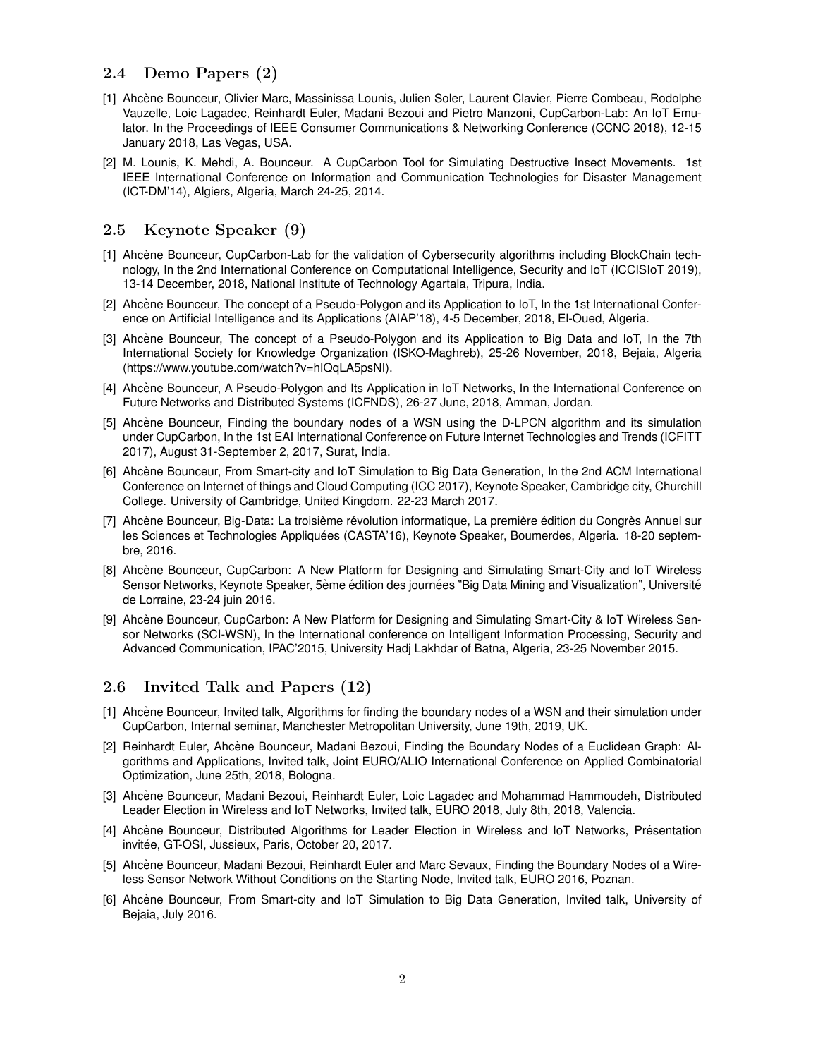## 2.4 Demo Papers (2)

[1] Ahcène Bounceur, Olivier Marc, Massinissa Lounis, Julien Soler, Laurent Clavier, Pierre Combeau, Rodolphe Vauzelle, Loic Lagadec, Reinhardt Euler, Madani Bezoui and Pietro Manzoni, CupCarbon-Lab: An IoT Emulator. In the Proceedings of IEEE Consumer Communications & Networking Conference (CCNC 2018), 12-15 January 2018, Las Vegas, USA.

[2] M. Lounis, K. Mehdi, A. Bounceur. A CupCarbon Tool for Simulating Destructive Insect Movements. 1st IEEE International Conference on Information and Communication Technologies for Disaster Management (ICT-DM'14), Algiers, Algeria, March 24-25, 2014.

## 2.5 Keynote Speaker (9)

[1] Ahcène Bounceur, CupCarbon-Lab for the validation of Cybersecurity algorithms including BlockChain technology, In the 2nd International Conference on Computational Intelligence, Security and IoT (ICCISIoT 2019), 13-14 December, 2018, National Institute of Technology Agartala, Tripura, India.

[2] Ahcène Bounceur, The concept of a Pseudo-Polygon and its Application to IoT, In the 1st International Conference on Artificial Intelligence and its Applications (AIAP'18), 4-5 December, 2018, El-Oued, Algeria.

[3] Ahcène Bounceur, The concept of a Pseudo-Polygon and its Application to Big Data and IoT, In the 7th International Society for Knowledge Organization (ISKO-Maghreb), 25-26 November, 2018, Bejaia, Algeria (https://www.youtube.com/watch?v=hIQqLA5psNI).

[4] Ahcène Bounceur, A Pseudo-Polygon and Its Application in IoT Networks, In the International Conference on Future Networks and Distributed Systems (ICFNDS), 26-27 June, 2018, Amman, Jordan.

[5] Ahcène Bounceur, Finding the boundary nodes of a WSN using the D-LPCN algorithm and its simulation under CupCarbon, In the 1st EAI International Conference on Future Internet Technologies and Trends (ICFITT 2017), August 31-September 2, 2017, Surat, India.

[6] Ahcène Bounceur, From Smart-city and IoT Simulation to Big Data Generation, In the 2nd ACM International Conference on Internet of things and Cloud Computing (ICC 2017), Keynote Speaker, Cambridge city, Churchill College. University of Cambridge, United Kingdom. 22-23 March 2017.

[7] Ahcène Bounceur, Big-Data: La troisième révolution informatique, La première édition du Congrès Annuel sur les Sciences et Technologies Appliquées (CASTA'16), Keynote Speaker, Boumerdes, Algeria. 18-20 septembre, 2016.

[8] Ahcène Bounceur, CupCarbon: A New Platform for Designing and Simulating Smart-City and IoT Wireless Sensor Networks, Keynote Speaker, 5ème édition des journées "Big Data Mining and Visualization", Université de Lorraine, 23-24 juin 2016.

[9] Ahcène Bounceur, CupCarbon: A New Platform for Designing and Simulating Smart-City & IoT Wireless Sensor Networks (SCI-WSN), In the International conference on Intelligent Information Processing, Security and Advanced Communication, IPAC'2015, University Hadj Lakhdar of Batna, Algeria, 23-25 November 2015.

## 2.6 Invited Talk and Papers (12)

[1] Ahcène Bounceur, Invited talk, Algorithms for finding the boundary nodes of a WSN and their simulation under CupCarbon, Internal seminar, Manchester Metropolitan University, June 19th, 2019, UK.

[2] Reinhardt Euler, Ahcène Bounceur, Madani Bezoui, Finding the Boundary Nodes of a Euclidean Graph: Algorithms and Applications, Invited talk, Joint EURO/ALIO International Conference on Applied Combinatorial Optimization, June 25th, 2018, Bologna.

[3] Ahcène Bounceur, Madani Bezoui, Reinhardt Euler, Loic Lagadec and Mohammad Hammoudeh, Distributed Leader Election in Wireless and IoT Networks, Invited talk, EURO 2018, July 8th, 2018, Valencia.

[4] Ahcène Bounceur, Distributed Algorithms for Leader Election in Wireless and IoT Networks, Présentation invitée, GT-OSI, Jussieux, Paris, October 20, 2017.

[5] Ahcène Bounceur, Madani Bezoui, Reinhardt Euler and Marc Sevaux, Finding the Boundary Nodes of a Wireless Sensor Network Without Conditions on the Starting Node, Invited talk, EURO 2016, Poznan.

[6] Ahcène Bounceur, From Smart-city and IoT Simulation to Big Data Generation, Invited talk, University of Bejaia, July 2016.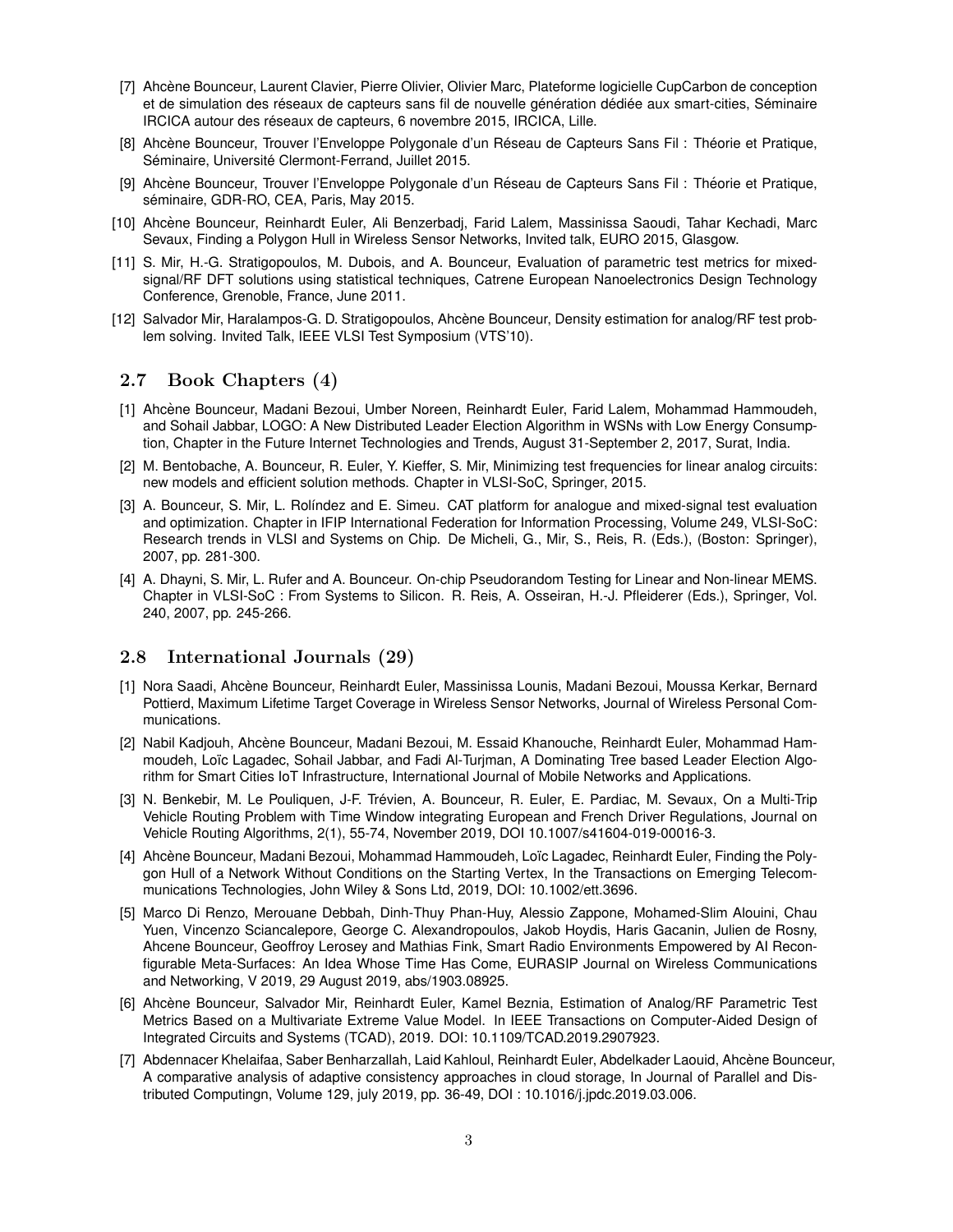[7] Ahcène Bounceur, Laurent Clavier, Pierre Olivier, Olivier Marc, Plateforme logicielle CupCarbon de conception et de simulation des réseaux de capteurs sans fil de nouvelle génération dédiée aux smart-cities, Séminaire IRCICA autour des réseaux de capteurs, 6 novembre 2015, IRCICA, Lille.

[8] Ahcène Bounceur, Trouver l'Enveloppe Polygonale d'un Réseau de Capteurs Sans Fil : Théorie et Pratique, Séminaire, Université Clermont-Ferrand, Juillet 2015.

[9] Ahcène Bounceur, Trouver l'Enveloppe Polygonale d'un Réseau de Capteurs Sans Fil : Théorie et Pratique, séminaire, GDR-RO, CEA, Paris, May 2015.

[10] Ahcène Bounceur, Reinhardt Euler, Ali Benzerbadj, Farid Lalem, Massinissa Saoudi, Tahar Kechadi, Marc Sevaux, Finding a Polygon Hull in Wireless Sensor Networks, Invited talk, EURO 2015, Glasgow.

[11] S. Mir, H.-G. Stratigopoulos, M. Dubois, and A. Bounceur, Evaluation of parametric test metrics for mixed-signal/RF DFT solutions using statistical techniques, Catrene European Nanoelectronics Design Technology Conference, Grenoble, France, June 2011.

[12] Salvador Mir, Haralampos-G. D. Stratigopoulos, Ahcène Bounceur, Density estimation for analog/RF test problem solving. Invited Talk, IEEE VLSI Test Symposium (VTS'10).

## 2.7 Book Chapters (4)

[1] Ahcène Bounceur, Madani Bezoui, Umber Noreen, Reinhardt Euler, Farid Lalem, Mohammad Hammoudeh, and Sohail Jabbar, LOGO: A New Distributed Leader Election Algorithm in WSNs with Low Energy Consumption, Chapter in the Future Internet Technologies and Trends, August 31-September 2, 2017, Surat, India.

[2] M. Bentobache, A. Bounceur, R. Euler, Y. Kieffer, S. Mir, Minimizing test frequencies for linear analog circuits: new models and efficient solution methods. Chapter in VLSI-SoC, Springer, 2015.

[3] A. Bounceur, S. Mir, L. Rolíndez and E. Simeu. CAT platform for analogue and mixed-signal test evaluation and optimization. Chapter in IFIP International Federation for Information Processing, Volume 249, VLSI-SoC: Research trends in VLSI and Systems on Chip. De Micheli, G., Mir, S., Reis, R. (Eds.), (Boston: Springer), 2007, pp. 281-300.

[4] A. Dhayni, S. Mir, L. Rufer and A. Bounceur. On-chip Pseudorandom Testing for Linear and Non-linear MEMS. Chapter in VLSI-SoC : From Systems to Silicon. R. Reis, A. Osseiran, H.-J. Pfleiderer (Eds.), Springer, Vol. 240, 2007, pp. 245-266.

## 2.8 International Journals (29)

[1] Nora Saadi, Ahcène Bounceur, Reinhardt Euler, Massinissa Lounis, Madani Bezoui, Moussa Kerkar, Bernard Pottierd, Maximum Lifetime Target Coverage in Wireless Sensor Networks, Journal of Wireless Personal Communications.

[2] Nabil Kadjouh, Ahcène Bounceur, Madani Bezoui, M. Essaid Khanouche, Reinhardt Euler, Mohammad Hammoudeh, Loïc Lagadec, Sohail Jabbar, and Fadi Al-Turjman, A Dominating Tree based Leader Election Algorithm for Smart Cities IoT Infrastructure, International Journal of Mobile Networks and Applications.

[3] N. Benkebir, M. Le Pouliquen, J-F. Trévien, A. Bounceur, R. Euler, E. Pardiac, M. Sevaux, On a Multi-Trip Vehicle Routing Problem with Time Window integrating European and French Driver Regulations, Journal on Vehicle Routing Algorithms, 2(1), 55-74, November 2019, DOI 10.1007/s41604-019-00016-3.

[4] Ahcène Bounceur, Madani Bezoui, Mohammad Hammoudeh, Loïc Lagadec, Reinhardt Euler, Finding the Polygon Hull of a Network Without Conditions on the Starting Vertex, In the Transactions on Emerging Telecommunications Technologies, John Wiley & Sons Ltd, 2019, DOI: 10.1002/ett.3696.

[5] Marco Di Renzo, Merouane Debbah, Dinh-Thuy Phan-Huy, Alessio Zappone, Mohamed-Slim Alouini, Chau Yuen, Vincenzo Sciancalepore, George C. Alexandropoulos, Jakob Hoydis, Haris Gacanin, Julien de Rosny, Ahcene Bounceur, Geoffroy Lerosey and Mathias Fink, Smart Radio Environments Empowered by AI Reconfigurable Meta-Surfaces: An Idea Whose Time Has Come, EURASIP Journal on Wireless Communications and Networking, V 2019, 29 August 2019, abs/1903.08925.

[6] Ahcène Bounceur, Salvador Mir, Reinhardt Euler, Kamel Beznia, Estimation of Analog/RF Parametric Test Metrics Based on a Multivariate Extreme Value Model. In IEEE Transactions on Computer-Aided Design of Integrated Circuits and Systems (TCAD), 2019. DOI: 10.1109/TCAD.2019.2907923.

[7] Abdennacer Khelaifaa, Saber Benharzallah, Laid Kahloul, Reinhardt Euler, Abdelkader Laouid, Ahcène Bounceur, A comparative analysis of adaptive consistency approaches in cloud storage, In Journal of Parallel and Distributed Computingn, Volume 129, july 2019, pp. 36-49, DOI : 10.1016/j.jpdc.2019.03.006.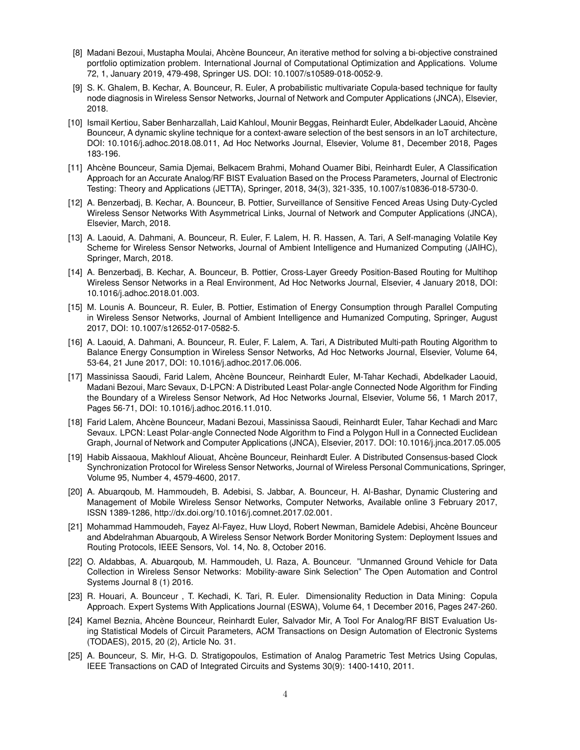[8] Madani Bezoui, Mustapha Moulai, Ahcène Bounceur, An iterative method for solving a bi-objective constrained portfolio optimization problem. International Journal of Computational Optimization and Applications. Volume 72, 1, January 2019, 479-498, Springer US. DOI: 10.1007/s10589-018-0052-9.

[9] S. K. Ghalem, B. Kechar, A. Bounceur, R. Euler, A probabilistic multivariate Copula-based technique for faulty node diagnosis in Wireless Sensor Networks, Journal of Network and Computer Applications (JNCA), Elsevier, 2018.

[10] Ismail Kertiou, Saber Benharzallah, Laid Kahloul, Mounir Beggas, Reinhardt Euler, Abdelkader Laouid, Ahcène Bounceur, A dynamic skyline technique for a context-aware selection of the best sensors in an IoT architecture, DOI: 10.1016/j.adhoc.2018.08.011, Ad Hoc Networks Journal, Elsevier, Volume 81, December 2018, Pages 183-196.

[11] Ahcène Bounceur, Samia Djemai, Belkacem Brahmi, Mohand Ouamer Bibi, Reinhardt Euler, A Classification Approach for an Accurate Analog/RF BIST Evaluation Based on the Process Parameters, Journal of Electronic Testing: Theory and Applications (JETTA), Springer, 2018, 34(3), 321-335, 10.1007/s10836-018-5730-0.

[12] A. Benzerbadj, B. Kechar, A. Bounceur, B. Pottier, Surveillance of Sensitive Fenced Areas Using Duty-Cycled Wireless Sensor Networks With Asymmetrical Links, Journal of Network and Computer Applications (JNCA), Elsevier, March, 2018.

[13] A. Laouid, A. Dahmani, A. Bounceur, R. Euler, F. Lalem, H. R. Hassen, A. Tari, A Self-managing Volatile Key Scheme for Wireless Sensor Networks, Journal of Ambient Intelligence and Humanized Computing (JAIHC), Springer, March, 2018.

[14] A. Benzerbadj, B. Kechar, A. Bounceur, B. Pottier, Cross-Layer Greedy Position-Based Routing for Multihop Wireless Sensor Networks in a Real Environment, Ad Hoc Networks Journal, Elsevier, 4 January 2018, DOI: 10.1016/j.adhoc.2018.01.003.

[15] M. Lounis A. Bounceur, R. Euler, B. Pottier, Estimation of Energy Consumption through Parallel Computing in Wireless Sensor Networks, Journal of Ambient Intelligence and Humanized Computing, Springer, August 2017, DOI: 10.1007/s12652-017-0582-5.

[16] A. Laouid, A. Dahmani, A. Bounceur, R. Euler, F. Lalem, A. Tari, A Distributed Multi-path Routing Algorithm to Balance Energy Consumption in Wireless Sensor Networks, Ad Hoc Networks Journal, Elsevier, Volume 64, 53-64, 21 June 2017, DOI: 10.1016/j.adhoc.2017.06.006.

[17] Massinissa Saoudi, Farid Lalem, Ahcène Bounceur, Reinhardt Euler, M-Tahar Kechadi, Abdelkader Laouid, Madani Bezoui, Marc Sevaux, D-LPCN: A Distributed Least Polar-angle Connected Node Algorithm for Finding the Boundary of a Wireless Sensor Network, Ad Hoc Networks Journal, Elsevier, Volume 56, 1 March 2017, Pages 56-71, DOI: 10.1016/j.adhoc.2016.11.010.

[18] Farid Lalem, Ahcène Bounceur, Madani Bezoui, Massinissa Saoudi, Reinhardt Euler, Tahar Kechadi and Marc Sevaux. LPCN: Least Polar-angle Connected Node Algorithm to Find a Polygon Hull in a Connected Euclidean Graph, Journal of Network and Computer Applications (JNCA), Elsevier, 2017. DOI: 10.1016/j.jnca.2017.05.005

[19] Habib Aissaoua, Makhlouf Aliouat, Ahcène Bounceur, Reinhardt Euler. A Distributed Consensus-based Clock Synchronization Protocol for Wireless Sensor Networks, Journal of Wireless Personal Communications, Springer, Volume 95, Number 4, 4579-4600, 2017.

[20] A. Abuarqoub, M. Hammoudeh, B. Adebisi, S. Jabbar, A. Bounceur, H. Al-Bashar, Dynamic Clustering and Management of Mobile Wireless Sensor Networks, Computer Networks, Available online 3 February 2017, ISSN 1389-1286, http://dx.doi.org/10.1016/j.comnet.2017.02.001.

[21] Mohammad Hammoudeh, Fayez Al-Fayez, Huw Lloyd, Robert Newman, Bamidele Adebisi, Ahcène Bounceur and Abdelrahman Abuarqoub, A Wireless Sensor Network Border Monitoring System: Deployment Issues and Routing Protocols, IEEE Sensors, Vol. 14, No. 8, October 2016.

[22] O. Aldabbas, A. Abuarqoub, M. Hammoudeh, U. Raza, A. Bounceur. "Unmanned Ground Vehicle for Data Collection in Wireless Sensor Networks: Mobility-aware Sink Selection" The Open Automation and Control Systems Journal 8 (1) 2016.

[23] R. Houari, A. Bounceur , T. Kechadi, K. Tari, R. Euler. Dimensionality Reduction in Data Mining: Copula Approach. Expert Systems With Applications Journal (ESWA), Volume 64, 1 December 2016, Pages 247-260.

[24] Kamel Beznia, Ahcène Bounceur, Reinhardt Euler, Salvador Mir, A Tool For Analog/RF BIST Evaluation Using Statistical Models of Circuit Parameters, ACM Transactions on Design Automation of Electronic Systems (TODAES), 2015, 20 (2), Article No. 31.

[25] A. Bounceur, S. Mir, H-G. D. Stratigopoulos, Estimation of Analog Parametric Test Metrics Using Copulas, IEEE Transactions on CAD of Integrated Circuits and Systems 30(9): 1400-1410, 2011.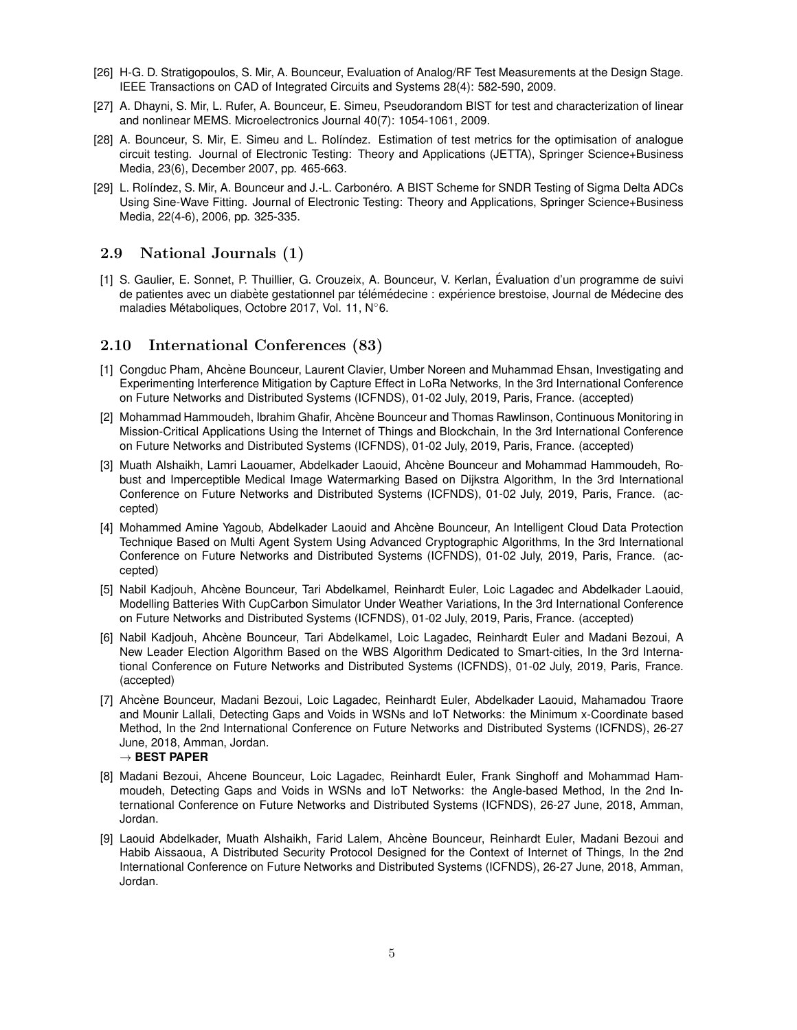[26] H-G. D. Stratigopoulos, S. Mir, A. Bounceur, Evaluation of Analog/RF Test Measurements at the Design Stage. IEEE Transactions on CAD of Integrated Circuits and Systems 28(4): 582-590, 2009.

[27] A. Dhayni, S. Mir, L. Rufer, A. Bounceur, E. Simeu, Pseudorandom BIST for test and characterization of linear and nonlinear MEMS. Microelectronics Journal 40(7): 1054-1061, 2009.

[28] A. Bounceur, S. Mir, E. Simeu and L. Rolíndez. Estimation of test metrics for the optimisation of analogue circuit testing. Journal of Electronic Testing: Theory and Applications (JETTA), Springer Science+Business Media, 23(6), December 2007, pp. 465-663.

[29] L. Rolíndez, S. Mir, A. Bounceur and J.-L. Carbonéro. A BIST Scheme for SNDR Testing of Sigma Delta ADCs Using Sine-Wave Fitting. Journal of Electronic Testing: Theory and Applications, Springer Science+Business Media, 22(4-6), 2006, pp. 325-335.

### 2.9 National Journals (1)

[1] S. Gaulier, E. Sonnet, P. Thuillier, G. Crouzeix, A. Bounceur, V. Kerlan, Évaluation d'un programme de suivi de patientes avec un diabète gestationnel par télémédecine : expérience brestoise, Journal de Médecine des maladies Métaboliques, Octobre 2017, Vol. 11, N°6.

### 2.10 International Conferences (83)

[1] Congduc Pham, Ahcène Bounceur, Laurent Clavier, Umber Noreen and Muhammad Ehsan, Investigating and Experimenting Interference Mitigation by Capture Effect in LoRa Networks, In the 3rd International Conference on Future Networks and Distributed Systems (ICFNDS), 01-02 July, 2019, Paris, France. (accepted)

[2] Mohammad Hammoudeh, Ibrahim Ghafir, Ahcène Bounceur and Thomas Rawlinson, Continuous Monitoring in Mission-Critical Applications Using the Internet of Things and Blockchain, In the 3rd International Conference on Future Networks and Distributed Systems (ICFNDS), 01-02 July, 2019, Paris, France. (accepted)

[3] Muath Alshaikh, Lamri Laouamer, Abdelkader Laouid, Ahcène Bounceur and Mohammad Hammoudeh, Robust and Imperceptible Medical Image Watermarking Based on Dijkstra Algorithm, In the 3rd International Conference on Future Networks and Distributed Systems (ICFNDS), 01-02 July, 2019, Paris, France. (accepted)

[4] Mohammed Amine Yagoub, Abdelkader Laouid and Ahcène Bounceur, An Intelligent Cloud Data Protection Technique Based on Multi Agent System Using Advanced Cryptographic Algorithms, In the 3rd International Conference on Future Networks and Distributed Systems (ICFNDS), 01-02 July, 2019, Paris, France. (accepted)

[5] Nabil Kadjouh, Ahcène Bounceur, Tari Abdelkamel, Reinhardt Euler, Loic Lagadec and Abdelkader Laouid, Modelling Batteries With CupCarbon Simulator Under Weather Variations, In the 3rd International Conference on Future Networks and Distributed Systems (ICFNDS), 01-02 July, 2019, Paris, France. (accepted)

[6] Nabil Kadjouh, Ahcène Bounceur, Tari Abdelkamel, Loic Lagadec, Reinhardt Euler and Madani Bezoui, A New Leader Election Algorithm Based on the WBS Algorithm Dedicated to Smart-cities, In the 3rd International Conference on Future Networks and Distributed Systems (ICFNDS), 01-02 July, 2019, Paris, France. (accepted)

[7] Ahcène Bounceur, Madani Bezoui, Loic Lagadec, Reinhardt Euler, Abdelkader Laouid, Mahamadou Traore and Mounir Lallali, Detecting Gaps and Voids in WSNs and IoT Networks: the Minimum x-Coordinate based Method, In the 2nd International Conference on Future Networks and Distributed Systems (ICFNDS), 26-27 June, 2018, Amman, Jordan.
→ **BEST PAPER**

[8] Madani Bezoui, Ahcene Bounceur, Loic Lagadec, Reinhardt Euler, Frank Singhoff and Mohammad Hammoudeh, Detecting Gaps and Voids in WSNs and IoT Networks: the Angle-based Method, In the 2nd International Conference on Future Networks and Distributed Systems (ICFNDS), 26-27 June, 2018, Amman, Jordan.

[9] Laouid Abdelkader, Muath Alshaikh, Farid Lalem, Ahcène Bounceur, Reinhardt Euler, Madani Bezoui and Habib Aissaoua, A Distributed Security Protocol Designed for the Context of Internet of Things, In the 2nd International Conference on Future Networks and Distributed Systems (ICFNDS), 26-27 June, 2018, Amman, Jordan.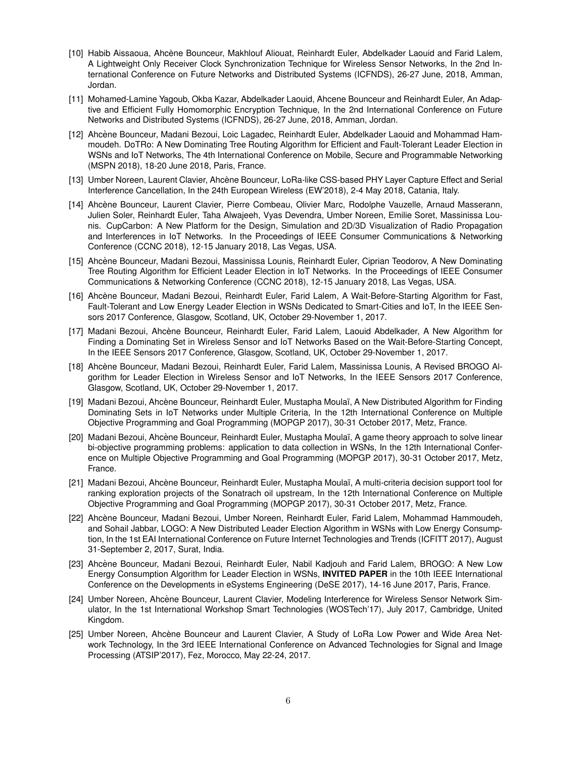[10] Habib Aissaoua, Ahcène Bounceur, Makhlouf Aliouat, Reinhardt Euler, Abdelkader Laouid and Farid Lalem, A Lightweight Only Receiver Clock Synchronization Technique for Wireless Sensor Networks, In the 2nd International Conference on Future Networks and Distributed Systems (ICFNDS), 26-27 June, 2018, Amman, Jordan.

[11] Mohamed-Lamine Yagoub, Okba Kazar, Abdelkader Laouid, Ahcene Bounceur and Reinhardt Euler, An Adaptive and Efficient Fully Homomorphic Encryption Technique, In the 2nd International Conference on Future Networks and Distributed Systems (ICFNDS), 26-27 June, 2018, Amman, Jordan.

[12] Ahcène Bounceur, Madani Bezoui, Loic Lagadec, Reinhardt Euler, Abdelkader Laouid and Mohammad Hammoudeh. DoTRo: A New Dominating Tree Routing Algorithm for Efficient and Fault-Tolerant Leader Election in WSNs and IoT Networks, The 4th International Conference on Mobile, Secure and Programmable Networking (MSPN 2018), 18-20 June 2018, Paris, France.

[13] Umber Noreen, Laurent Clavier, Ahcène Bounceur, LoRa-like CSS-based PHY Layer Capture Effect and Serial Interference Cancellation, In the 24th European Wireless (EW'2018), 2-4 May 2018, Catania, Italy.

[14] Ahcène Bounceur, Laurent Clavier, Pierre Combeau, Olivier Marc, Rodolphe Vauzelle, Arnaud Masserann, Julien Soler, Reinhardt Euler, Taha Alwajeeh, Vyas Devendra, Umber Noreen, Emilie Soret, Massinissa Lounis. CupCarbon: A New Platform for the Design, Simulation and 2D/3D Visualization of Radio Propagation and Interferences in IoT Networks. In the Proceedings of IEEE Consumer Communications & Networking Conference (CCNC 2018), 12-15 January 2018, Las Vegas, USA.

[15] Ahcène Bounceur, Madani Bezoui, Massinissa Lounis, Reinhardt Euler, Ciprian Teodorov, A New Dominating Tree Routing Algorithm for Efficient Leader Election in IoT Networks. In the Proceedings of IEEE Consumer Communications & Networking Conference (CCNC 2018), 12-15 January 2018, Las Vegas, USA.

[16] Ahcène Bounceur, Madani Bezoui, Reinhardt Euler, Farid Lalem, A Wait-Before-Starting Algorithm for Fast, Fault-Tolerant and Low Energy Leader Election in WSNs Dedicated to Smart-Cities and IoT, In the IEEE Sensors 2017 Conference, Glasgow, Scotland, UK, October 29-November 1, 2017.

[17] Madani Bezoui, Ahcène Bounceur, Reinhardt Euler, Farid Lalem, Laouid Abdelkader, A New Algorithm for Finding a Dominating Set in Wireless Sensor and IoT Networks Based on the Wait-Before-Starting Concept, In the IEEE Sensors 2017 Conference, Glasgow, Scotland, UK, October 29-November 1, 2017.

[18] Ahcène Bounceur, Madani Bezoui, Reinhardt Euler, Farid Lalem, Massinissa Lounis, A Revised BROGO Algorithm for Leader Election in Wireless Sensor and IoT Networks, In the IEEE Sensors 2017 Conference, Glasgow, Scotland, UK, October 29-November 1, 2017.

[19] Madani Bezoui, Ahcène Bounceur, Reinhardt Euler, Mustapha Moulaï, A New Distributed Algorithm for Finding Dominating Sets in IoT Networks under Multiple Criteria, In the 12th International Conference on Multiple Objective Programming and Goal Programming (MOPGP 2017), 30-31 October 2017, Metz, France.

[20] Madani Bezoui, Ahcène Bounceur, Reinhardt Euler, Mustapha Moulaï, A game theory approach to solve linear bi-objective programming problems: application to data collection in WSNs, In the 12th International Conference on Multiple Objective Programming and Goal Programming (MOPGP 2017), 30-31 October 2017, Metz, France.

[21] Madani Bezoui, Ahcène Bounceur, Reinhardt Euler, Mustapha Moulaï, A multi-criteria decision support tool for ranking exploration projects of the Sonatrach oil upstream, In the 12th International Conference on Multiple Objective Programming and Goal Programming (MOPGP 2017), 30-31 October 2017, Metz, France.

[22] Ahcène Bounceur, Madani Bezoui, Umber Noreen, Reinhardt Euler, Farid Lalem, Mohammad Hammoudeh, and Sohail Jabbar, LOGO: A New Distributed Leader Election Algorithm in WSNs with Low Energy Consumption, In the 1st EAI International Conference on Future Internet Technologies and Trends (ICFITT 2017), August 31-September 2, 2017, Surat, India.

[23] Ahcène Bounceur, Madani Bezoui, Reinhardt Euler, Nabil Kadjouh and Farid Lalem, BROGO: A New Low Energy Consumption Algorithm for Leader Election in WSNs, **INVITED PAPER** in the 10th IEEE International Conference on the Developments in eSystems Engineering (DeSE 2017), 14-16 June 2017, Paris, France.

[24] Umber Noreen, Ahcène Bounceur, Laurent Clavier, Modeling Interference for Wireless Sensor Network Simulator, In the 1st International Workshop Smart Technologies (WOSTech'17), July 2017, Cambridge, United Kingdom.

[25] Umber Noreen, Ahcène Bounceur and Laurent Clavier, A Study of LoRa Low Power and Wide Area Network Technology, In the 3rd IEEE International Conference on Advanced Technologies for Signal and Image Processing (ATSIP'2017), Fez, Morocco, May 22-24, 2017.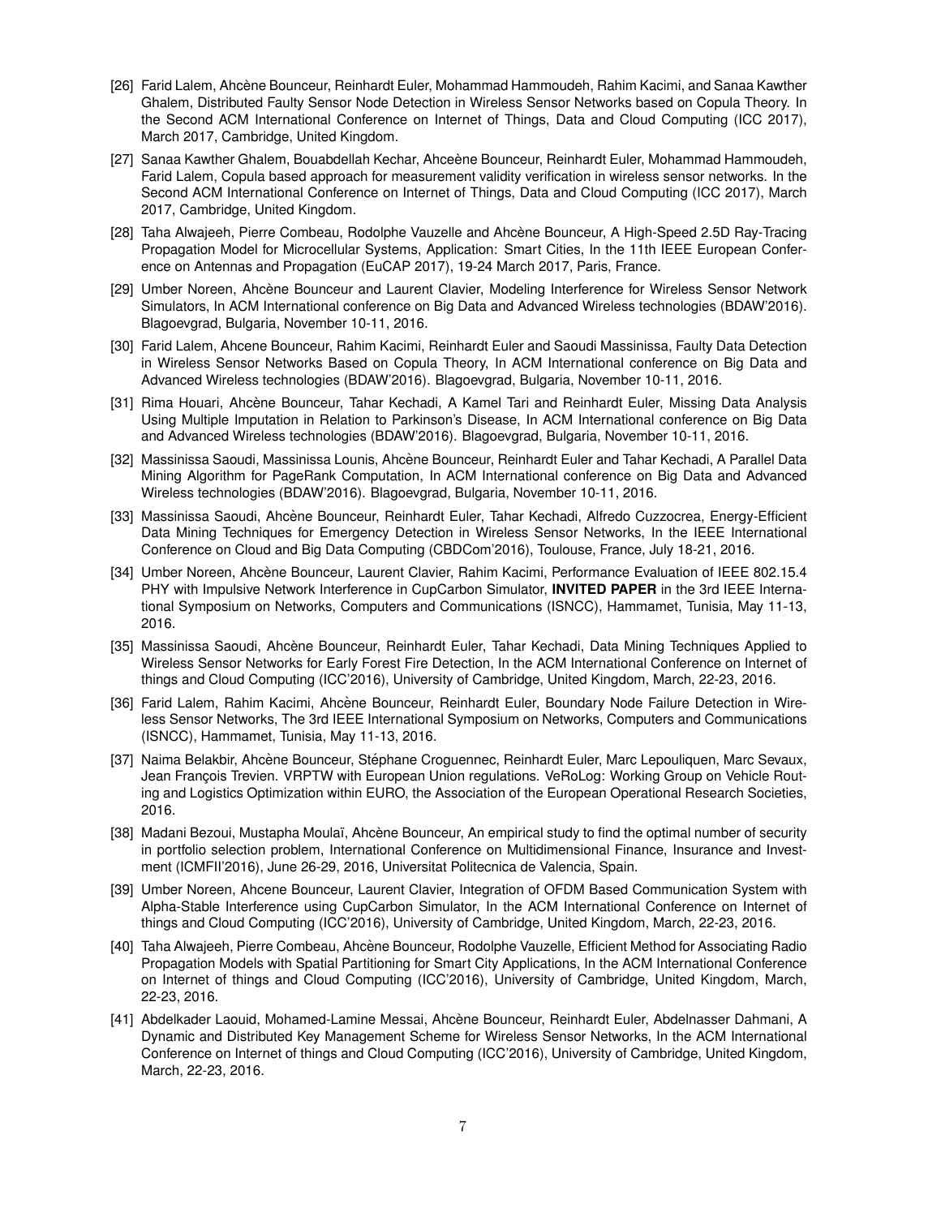[26] Farid Lalem, Ahcène Bounceur, Reinhardt Euler, Mohammad Hammoudeh, Rahim Kacimi, and Sanaa Kawther Ghalem, Distributed Faulty Sensor Node Detection in Wireless Sensor Networks based on Copula Theory. In the Second ACM International Conference on Internet of Things, Data and Cloud Computing (ICC 2017), March 2017, Cambridge, United Kingdom.

[27] Sanaa Kawther Ghalem, Bouabdellah Kechar, Ahceène Bounceur, Reinhardt Euler, Mohammad Hammoudeh, Farid Lalem, Copula based approach for measurement validity verification in wireless sensor networks. In the Second ACM International Conference on Internet of Things, Data and Cloud Computing (ICC 2017), March 2017, Cambridge, United Kingdom.

[28] Taha Alwajeeh, Pierre Combeau, Rodolphe Vauzelle and Ahcène Bounceur, A High-Speed 2.5D Ray-Tracing Propagation Model for Microcellular Systems, Application: Smart Cities, In the 11th IEEE European Conference on Antennas and Propagation (EuCAP 2017), 19-24 March 2017, Paris, France.

[29] Umber Noreen, Ahcène Bounceur and Laurent Clavier, Modeling Interference for Wireless Sensor Network Simulators, In ACM International conference on Big Data and Advanced Wireless technologies (BDAW'2016). Blagoevgrad, Bulgaria, November 10-11, 2016.

[30] Farid Lalem, Ahcene Bounceur, Rahim Kacimi, Reinhardt Euler and Saoudi Massinissa, Faulty Data Detection in Wireless Sensor Networks Based on Copula Theory, In ACM International conference on Big Data and Advanced Wireless technologies (BDAW'2016). Blagoevgrad, Bulgaria, November 10-11, 2016.

[31] Rima Houari, Ahcène Bounceur, Tahar Kechadi, A Kamel Tari and Reinhardt Euler, Missing Data Analysis Using Multiple Imputation in Relation to Parkinson's Disease, In ACM International conference on Big Data and Advanced Wireless technologies (BDAW'2016). Blagoevgrad, Bulgaria, November 10-11, 2016.

[32] Massinissa Saoudi, Massinissa Lounis, Ahcène Bounceur, Reinhardt Euler and Tahar Kechadi, A Parallel Data Mining Algorithm for PageRank Computation, In ACM International conference on Big Data and Advanced Wireless technologies (BDAW'2016). Blagoevgrad, Bulgaria, November 10-11, 2016.

[33] Massinissa Saoudi, Ahcène Bounceur, Reinhardt Euler, Tahar Kechadi, Alfredo Cuzzocrea, Energy-Efficient Data Mining Techniques for Emergency Detection in Wireless Sensor Networks, In the IEEE International Conference on Cloud and Big Data Computing (CBDCom'2016), Toulouse, France, July 18-21, 2016.

[34] Umber Noreen, Ahcène Bounceur, Laurent Clavier, Rahim Kacimi, Performance Evaluation of IEEE 802.15.4 PHY with Impulsive Network Interference in CupCarbon Simulator, **INVITED PAPER** in the 3rd IEEE International Symposium on Networks, Computers and Communications (ISNCC), Hammamet, Tunisia, May 11-13, 2016.

[35] Massinissa Saoudi, Ahcène Bounceur, Reinhardt Euler, Tahar Kechadi, Data Mining Techniques Applied to Wireless Sensor Networks for Early Forest Fire Detection, In the ACM International Conference on Internet of things and Cloud Computing (ICC'2016), University of Cambridge, United Kingdom, March, 22-23, 2016.

[36] Farid Lalem, Rahim Kacimi, Ahcène Bounceur, Reinhardt Euler, Boundary Node Failure Detection in Wireless Sensor Networks, The 3rd IEEE International Symposium on Networks, Computers and Communications (ISNCC), Hammamet, Tunisia, May 11-13, 2016.

[37] Naima Belakbir, Ahcène Bounceur, Stéphane Croguennec, Reinhardt Euler, Marc Lepouliquen, Marc Sevaux, Jean François Trevien. VRPTW with European Union regulations. VeRoLog: Working Group on Vehicle Routing and Logistics Optimization within EURO, the Association of the European Operational Research Societies, 2016.

[38] Madani Bezoui, Mustapha Moulaï, Ahcène Bounceur, An empirical study to find the optimal number of security in portfolio selection problem, International Conference on Multidimensional Finance, Insurance and Investment (ICMFII'2016), June 26-29, 2016, Universitat Politecnica de Valencia, Spain.

[39] Umber Noreen, Ahcene Bounceur, Laurent Clavier, Integration of OFDM Based Communication System with Alpha-Stable Interference using CupCarbon Simulator, In the ACM International Conference on Internet of things and Cloud Computing (ICC'2016), University of Cambridge, United Kingdom, March, 22-23, 2016.

[40] Taha Alwajeeh, Pierre Combeau, Ahcène Bounceur, Rodolphe Vauzelle, Efficient Method for Associating Radio Propagation Models with Spatial Partitioning for Smart City Applications, In the ACM International Conference on Internet of things and Cloud Computing (ICC'2016), University of Cambridge, United Kingdom, March, 22-23, 2016.

[41] Abdelkader Laouid, Mohamed-Lamine Messai, Ahcène Bounceur, Reinhardt Euler, Abdelnasser Dahmani, A Dynamic and Distributed Key Management Scheme for Wireless Sensor Networks, In the ACM International Conference on Internet of things and Cloud Computing (ICC'2016), University of Cambridge, United Kingdom, March, 22-23, 2016.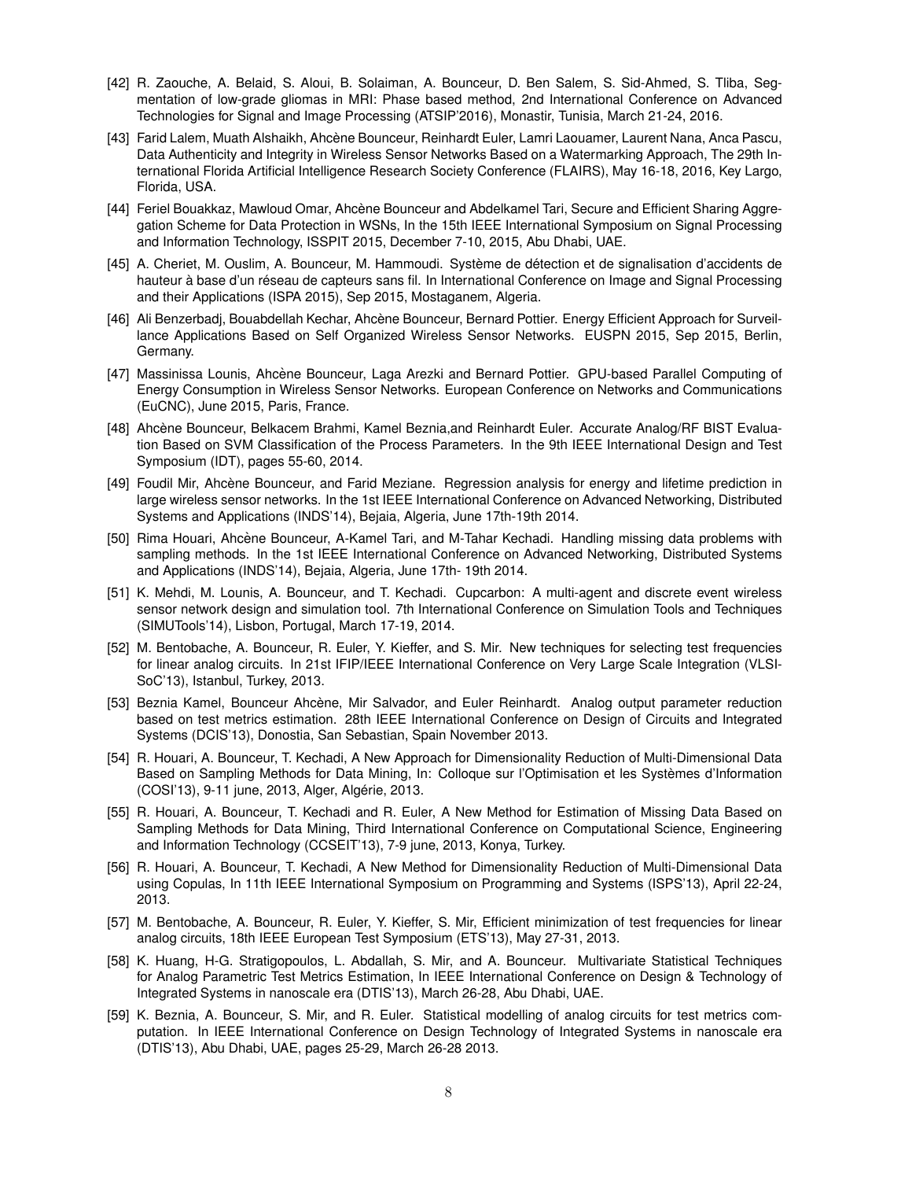[42] R. Zaouche, A. Belaid, S. Aloui, B. Solaiman, A. Bounceur, D. Ben Salem, S. Sid-Ahmed, S. Tliba, Segmentation of low-grade gliomas in MRI: Phase based method, 2nd International Conference on Advanced Technologies for Signal and Image Processing (ATSIP'2016), Monastir, Tunisia, March 21-24, 2016.

[43] Farid Lalem, Muath Alshaikh, Ahcène Bounceur, Reinhardt Euler, Lamri Laouamer, Laurent Nana, Anca Pascu, Data Authenticity and Integrity in Wireless Sensor Networks Based on a Watermarking Approach, The 29th International Florida Artificial Intelligence Research Society Conference (FLAIRS), May 16-18, 2016, Key Largo, Florida, USA.

[44] Feriel Bouakkaz, Mawloud Omar, Ahcène Bounceur and Abdelkamel Tari, Secure and Efficient Sharing Aggregation Scheme for Data Protection in WSNs, In the 15th IEEE International Symposium on Signal Processing and Information Technology, ISSPIT 2015, December 7-10, 2015, Abu Dhabi, UAE.

[45] A. Cheriet, M. Ouslim, A. Bounceur, M. Hammoudi. Système de détection et de signalisation d'accidents de hauteur à base d'un réseau de capteurs sans fil. In International Conference on Image and Signal Processing and their Applications (ISPA 2015), Sep 2015, Mostaganem, Algeria.

[46] Ali Benzerbadj, Bouabdellah Kechar, Ahcène Bounceur, Bernard Pottier. Energy Efficient Approach for Surveillance Applications Based on Self Organized Wireless Sensor Networks. EUSPN 2015, Sep 2015, Berlin, Germany.

[47] Massinissa Lounis, Ahcène Bounceur, Laga Arezki and Bernard Pottier. GPU-based Parallel Computing of Energy Consumption in Wireless Sensor Networks. European Conference on Networks and Communications (EuCNC), June 2015, Paris, France.

[48] Ahcène Bounceur, Belkacem Brahmi, Kamel Beznia,and Reinhardt Euler. Accurate Analog/RF BIST Evaluation Based on SVM Classification of the Process Parameters. In the 9th IEEE International Design and Test Symposium (IDT), pages 55-60, 2014.

[49] Foudil Mir, Ahcène Bounceur, and Farid Meziane. Regression analysis for energy and lifetime prediction in large wireless sensor networks. In the 1st IEEE International Conference on Advanced Networking, Distributed Systems and Applications (INDS'14), Bejaia, Algeria, June 17th-19th 2014.

[50] Rima Houari, Ahcène Bounceur, A-Kamel Tari, and M-Tahar Kechadi. Handling missing data problems with sampling methods. In the 1st IEEE International Conference on Advanced Networking, Distributed Systems and Applications (INDS'14), Bejaia, Algeria, June 17th- 19th 2014.

[51] K. Mehdi, M. Lounis, A. Bounceur, and T. Kechadi. Cupcarbon: A multi-agent and discrete event wireless sensor network design and simulation tool. 7th International Conference on Simulation Tools and Techniques (SIMUTools'14), Lisbon, Portugal, March 17-19, 2014.

[52] M. Bentobache, A. Bounceur, R. Euler, Y. Kieffer, and S. Mir. New techniques for selecting test frequencies for linear analog circuits. In 21st IFIP/IEEE International Conference on Very Large Scale Integration (VLSI-SoC'13), Istanbul, Turkey, 2013.

[53] Beznia Kamel, Bounceur Ahcène, Mir Salvador, and Euler Reinhardt. Analog output parameter reduction based on test metrics estimation. 28th IEEE International Conference on Design of Circuits and Integrated Systems (DCIS'13), Donostia, San Sebastian, Spain November 2013.

[54] R. Houari, A. Bounceur, T. Kechadi, A New Approach for Dimensionality Reduction of Multi-Dimensional Data Based on Sampling Methods for Data Mining, In: Colloque sur l'Optimisation et les Systèmes d'Information (COSI'13), 9-11 june, 2013, Alger, Algérie, 2013.

[55] R. Houari, A. Bounceur, T. Kechadi and R. Euler, A New Method for Estimation of Missing Data Based on Sampling Methods for Data Mining, Third International Conference on Computational Science, Engineering and Information Technology (CCSEIT'13), 7-9 june, 2013, Konya, Turkey.

[56] R. Houari, A. Bounceur, T. Kechadi, A New Method for Dimensionality Reduction of Multi-Dimensional Data using Copulas, In 11th IEEE International Symposium on Programming and Systems (ISPS'13), April 22-24, 2013.

[57] M. Bentobache, A. Bounceur, R. Euler, Y. Kieffer, S. Mir, Efficient minimization of test frequencies for linear analog circuits, 18th IEEE European Test Symposium (ETS'13), May 27-31, 2013.

[58] K. Huang, H-G. Stratigopoulos, L. Abdallah, S. Mir, and A. Bounceur. Multivariate Statistical Techniques for Analog Parametric Test Metrics Estimation, In IEEE International Conference on Design & Technology of Integrated Systems in nanoscale era (DTIS'13), March 26-28, Abu Dhabi, UAE.

[59] K. Beznia, A. Bounceur, S. Mir, and R. Euler. Statistical modelling of analog circuits for test metrics computation. In IEEE International Conference on Design Technology of Integrated Systems in nanoscale era (DTIS'13), Abu Dhabi, UAE, pages 25-29, March 26-28 2013.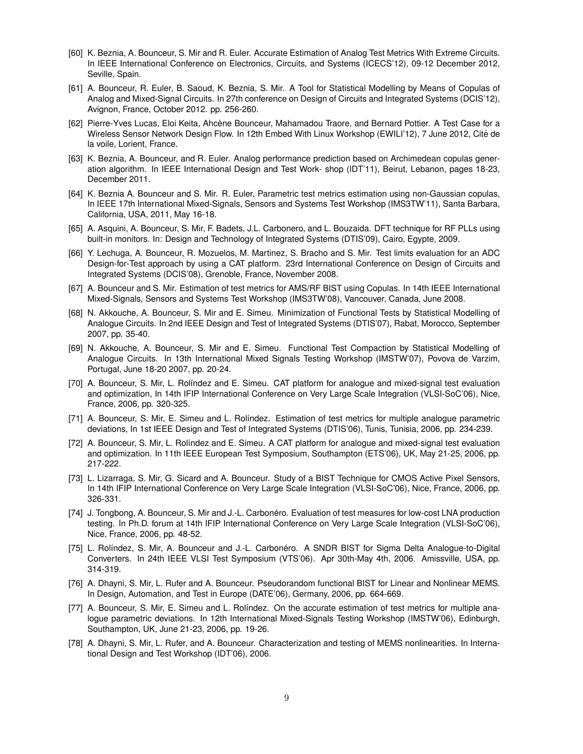[60] K. Beznia, A. Bounceur, S. Mir and R. Euler. Accurate Estimation of Analog Test Metrics With Extreme Circuits. In IEEE International Conference on Electronics, Circuits, and Systems (ICECS'12), 09-12 December 2012, Seville, Spain.

[61] A. Bounceur, R. Euler, B. Saoud, K. Beznia, S. Mir. A Tool for Statistical Modelling by Means of Copulas of Analog and Mixed-Signal Circuits. In 27th conference on Design of Circuits and Integrated Systems (DCIS'12), Avignon, France, October 2012. pp. 256-260.

[62] Pierre-Yves Lucas, Eloi Keita, Ahcène Bounceur, Mahamadou Traore, and Bernard Pottier. A Test Case for a Wireless Sensor Network Design Flow. In 12th Embed With Linux Workshop (EWILI'12), 7 June 2012, Cité de la voile, Lorient, France.

[63] K. Beznia, A. Bounceur, and R. Euler. Analog performance prediction based on Archimedean copulas generation algorithm. In IEEE International Design and Test Work- shop (IDT'11), Beirut, Lebanon, pages 18-23, December 2011.

[64] K. Beznia A. Bounceur and S. Mir. R. Euler, Parametric test metrics estimation using non-Gaussian copulas, In IEEE 17th International Mixed-Signals, Sensors and Systems Test Workshop (IMS3TW'11), Santa Barbara, California, USA, 2011, May 16-18.

[65] A. Asquini, A. Bounceur, S. Mir, F. Badets, J.L. Carbonero, and L. Bouzaida. DFT technique for RF PLLs using built-in monitors. In: Design and Technology of Integrated Systems (DTIS'09), Cairo, Egypte, 2009.

[66] Y. Lechuga, A. Bounceur, R. Mozuelos, M. Martinez, S. Bracho and S. Mir. Test limits evaluation for an ADC Design-for-Test approach by using a CAT platform. 23rd International Conference on Design of Circuits and Integrated Systems (DCIS'08), Grenoble, France, November 2008.

[67] A. Bounceur and S. Mir. Estimation of test metrics for AMS/RF BIST using Copulas. In 14th IEEE International Mixed-Signals, Sensors and Systems Test Workshop (IMS3TW'08), Vancouver, Canada, June 2008.

[68] N. Akkouche, A. Bounceur, S. Mir and E. Simeu. Minimization of Functional Tests by Statistical Modelling of Analogue Circuits. In 2nd IEEE Design and Test of Integrated Systems (DTIS'07), Rabat, Morocco, September 2007, pp. 35-40.

[69] N. Akkouche, A. Bounceur, S. Mir and E. Simeu. Functional Test Compaction by Statistical Modelling of Analogue Circuits. In 13th International Mixed Signals Testing Workshop (IMSTW'07), Povova de Varzim, Portugal, June 18-20 2007, pp. 20-24.

[70] A. Bounceur, S. Mir, L. Rolíndez and E. Simeu. CAT platform for analogue and mixed-signal test evaluation and optimization, In 14th IFIP International Conference on Very Large Scale Integration (VLSI-SoC'06), Nice, France, 2006, pp. 320-325.

[71] A. Bounceur, S. Mir, E. Simeu and L. Rolíndez. Estimation of test metrics for multiple analogue parametric deviations, In 1st IEEE Design and Test of Integrated Systems (DTIS'06), Tunis, Tunisia, 2006, pp. 234-239.

[72] A. Bounceur, S. Mir, L. Rolíndez and E. Simeu. A CAT platform for analogue and mixed-signal test evaluation and optimization. In 11th IEEE European Test Symposium, Southampton (ETS'06), UK, May 21-25, 2006, pp. 217-222.

[73] L. Lizarraga, S. Mir, G. Sicard and A. Bounceur. Study of a BIST Technique for CMOS Active Pixel Sensors, In 14th IFIP International Conference on Very Large Scale Integration (VLSI-SoC'06), Nice, France, 2006, pp. 326-331.

[74] J. Tongbong, A. Bounceur, S. Mir and J.-L. Carbonéro. Evaluation of test measures for low-cost LNA production testing. In Ph.D. forum at 14th IFIP International Conference on Very Large Scale Integration (VLSI-SoC'06), Nice, France, 2006, pp. 48-52.

[75] L. Rolíndez, S. Mir, A. Bounceur and J.-L. Carbonéro. A SNDR BIST for Sigma Delta Analogue-to-Digital Converters. In 24th IEEE VLSI Test Symposium (VTS'06). Apr 30th-May 4th, 2006. Amissville, USA, pp. 314-319.

[76] A. Dhayni, S. Mir, L. Rufer and A. Bounceur. Pseudorandom functional BIST for Linear and Nonlinear MEMS. In Design, Automation, and Test in Europe (DATE'06), Germany, 2006, pp. 664-669.

[77] A. Bounceur, S. Mir, E. Simeu and L. Rolíndez. On the accurate estimation of test metrics for multiple analogue parametric deviations. In 12th International Mixed-Signals Testing Workshop (IMSTW'06), Edinburgh, Southampton, UK, June 21-23, 2006, pp. 19-26.

[78] A. Dhayni, S. Mir, L. Rufer, and A. Bounceur. Characterization and testing of MEMS nonlinearities. In International Design and Test Workshop (IDT'06), 2006.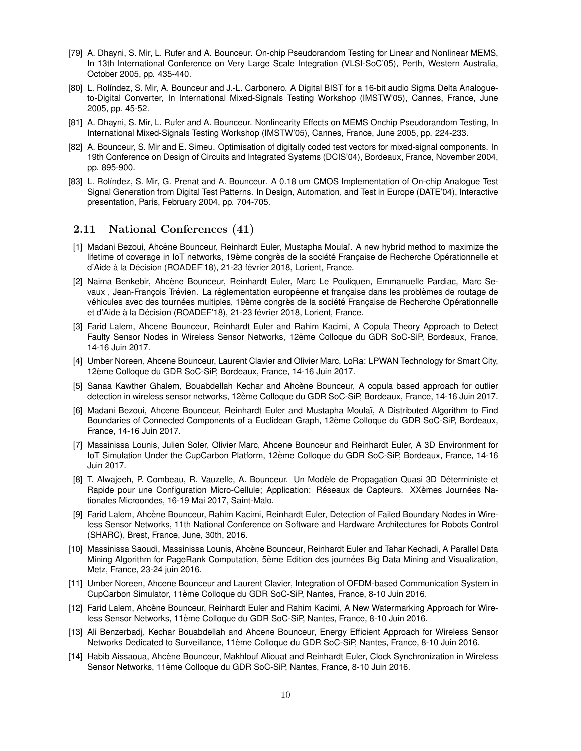[79] A. Dhayni, S. Mir, L. Rufer and A. Bounceur. On-chip Pseudorandom Testing for Linear and Nonlinear MEMS, In 13th International Conference on Very Large Scale Integration (VLSI-SoC'05), Perth, Western Australia, October 2005, pp. 435-440.

[80] L. Rolíndez, S. Mir, A. Bounceur and J.-L. Carbonero. A Digital BIST for a 16-bit audio Sigma Delta Analogue-to-Digital Converter, In International Mixed-Signals Testing Workshop (IMSTW'05), Cannes, France, June 2005, pp. 45-52.

[81] A. Dhayni, S. Mir, L. Rufer and A. Bounceur. Nonlinearity Effects on MEMS Onchip Pseudorandom Testing, In International Mixed-Signals Testing Workshop (IMSTW'05), Cannes, France, June 2005, pp. 224-233.

[82] A. Bounceur, S. Mir and E. Simeu. Optimisation of digitally coded test vectors for mixed-signal components. In 19th Conference on Design of Circuits and Integrated Systems (DCIS'04), Bordeaux, France, November 2004, pp. 895-900.

[83] L. Rolíndez, S. Mir, G. Prenat and A. Bounceur. A 0.18 um CMOS Implementation of On-chip Analogue Test Signal Generation from Digital Test Patterns. In Design, Automation, and Test in Europe (DATE'04), Interactive presentation, Paris, February 2004, pp. 704-705.

## 2.11 National Conferences (41)

[1] Madani Bezoui, Ahcène Bounceur, Reinhardt Euler, Mustapha Moulaï. A new hybrid method to maximize the lifetime of coverage in IoT networks, 19ème congrès de la société Française de Recherche Opérationnelle et d'Aide à la Décision (ROADEF'18), 21-23 février 2018, Lorient, France.

[2] Naima Benkebir, Ahcène Bounceur, Reinhardt Euler, Marc Le Pouliquen, Emmanuelle Pardiac, Marc Sevaux , Jean-François Trévien. La réglementation européenne et française dans les problèmes de routage de véhicules avec des tournées multiples, 19ème congrès de la société Française de Recherche Opérationnelle et d'Aide à la Décision (ROADEF'18), 21-23 février 2018, Lorient, France.

[3] Farid Lalem, Ahcene Bounceur, Reinhardt Euler and Rahim Kacimi, A Copula Theory Approach to Detect Faulty Sensor Nodes in Wireless Sensor Networks, 12ème Colloque du GDR SoC-SiP, Bordeaux, France, 14-16 Juin 2017.

[4] Umber Noreen, Ahcene Bounceur, Laurent Clavier and Olivier Marc, LoRa: LPWAN Technology for Smart City, 12ème Colloque du GDR SoC-SiP, Bordeaux, France, 14-16 Juin 2017.

[5] Sanaa Kawther Ghalem, Bouabdellah Kechar and Ahcène Bounceur, A copula based approach for outlier detection in wireless sensor networks, 12ème Colloque du GDR SoC-SiP, Bordeaux, France, 14-16 Juin 2017.

[6] Madani Bezoui, Ahcene Bounceur, Reinhardt Euler and Mustapha Moulaï, A Distributed Algorithm to Find Boundaries of Connected Components of a Euclidean Graph, 12ème Colloque du GDR SoC-SiP, Bordeaux, France, 14-16 Juin 2017.

[7] Massinissa Lounis, Julien Soler, Olivier Marc, Ahcene Bounceur and Reinhardt Euler, A 3D Environment for IoT Simulation Under the CupCarbon Platform, 12ème Colloque du GDR SoC-SiP, Bordeaux, France, 14-16 Juin 2017.

[8] T. Alwajeeh, P. Combeau, R. Vauzelle, A. Bounceur. Un Modèle de Propagation Quasi 3D Déterministe et Rapide pour une Configuration Micro-Cellule; Application: Réseaux de Capteurs. XXèmes Journées Nationales Microondes, 16-19 Mai 2017, Saint-Malo.

[9] Farid Lalem, Ahcène Bounceur, Rahim Kacimi, Reinhardt Euler, Detection of Failed Boundary Nodes in Wireless Sensor Networks, 11th National Conference on Software and Hardware Architectures for Robots Control (SHARC), Brest, France, June, 30th, 2016.

[10] Massinissa Saoudi, Massinissa Lounis, Ahcène Bounceur, Reinhardt Euler and Tahar Kechadi, A Parallel Data Mining Algorithm for PageRank Computation, 5ème Edition des journées Big Data Mining and Visualization, Metz, France, 23-24 juin 2016.

[11] Umber Noreen, Ahcene Bounceur and Laurent Clavier, Integration of OFDM-based Communication System in CupCarbon Simulator, 11ème Colloque du GDR SoC-SiP, Nantes, France, 8-10 Juin 2016.

[12] Farid Lalem, Ahcène Bounceur, Reinhardt Euler and Rahim Kacimi, A New Watermarking Approach for Wireless Sensor Networks, 11ème Colloque du GDR SoC-SiP, Nantes, France, 8-10 Juin 2016.

[13] Ali Benzerbadj, Kechar Bouabdellah and Ahcene Bounceur, Energy Efficient Approach for Wireless Sensor Networks Dedicated to Surveillance, 11ème Colloque du GDR SoC-SiP, Nantes, France, 8-10 Juin 2016.

[14] Habib Aissaoua, Ahcène Bounceur, Makhlouf Aliouat and Reinhardt Euler, Clock Synchronization in Wireless Sensor Networks, 11ème Colloque du GDR SoC-SiP, Nantes, France, 8-10 Juin 2016.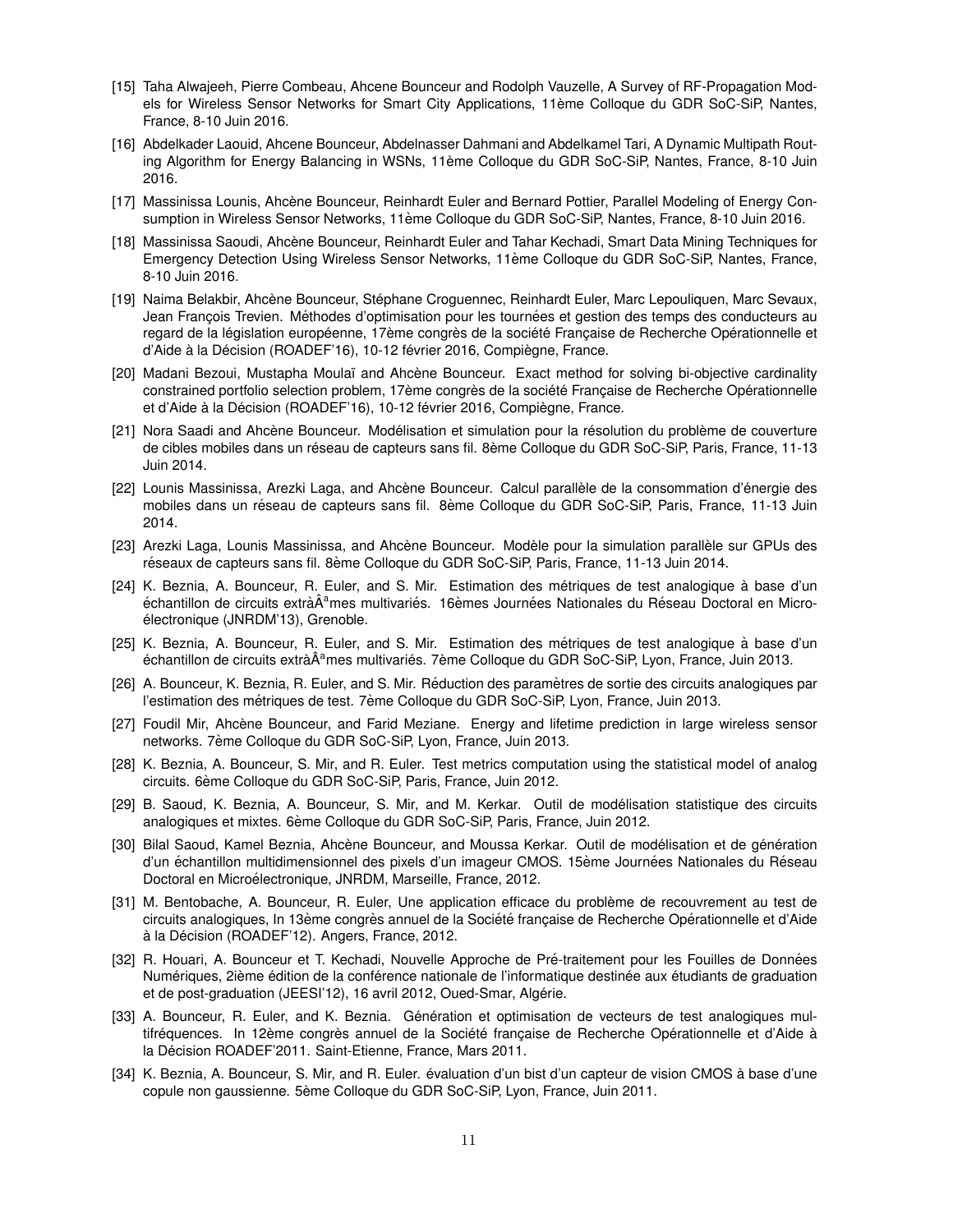[15] Taha Alwajeeh, Pierre Combeau, Ahcene Bounceur and Rodolph Vauzelle, A Survey of RF-Propagation Models for Wireless Sensor Networks for Smart City Applications, 11ème Colloque du GDR SoC-SiP, Nantes, France, 8-10 Juin 2016.

[16] Abdelkader Laouid, Ahcene Bounceur, Abdelnasser Dahmani and Abdelkamel Tari, A Dynamic Multipath Routing Algorithm for Energy Balancing in WSNs, 11ème Colloque du GDR SoC-SiP, Nantes, France, 8-10 Juin 2016.

[17] Massinissa Lounis, Ahcène Bounceur, Reinhardt Euler and Bernard Pottier, Parallel Modeling of Energy Consumption in Wireless Sensor Networks, 11ème Colloque du GDR SoC-SiP, Nantes, France, 8-10 Juin 2016.

[18] Massinissa Saoudi, Ahcène Bounceur, Reinhardt Euler and Tahar Kechadi, Smart Data Mining Techniques for Emergency Detection Using Wireless Sensor Networks, 11ème Colloque du GDR SoC-SiP, Nantes, France, 8-10 Juin 2016.

[19] Naima Belakbir, Ahcène Bounceur, Stéphane Croguennec, Reinhardt Euler, Marc Lepouliquen, Marc Sevaux, Jean François Trevien. Méthodes d'optimisation pour les tournées et gestion des temps des conducteurs au regard de la législation européenne, 17ème congrès de la société Française de Recherche Opérationnelle et d'Aide à la Décision (ROADEF'16), 10-12 février 2016, Compiègne, France.

[20] Madani Bezoui, Mustapha Moulaï and Ahcène Bounceur. Exact method for solving bi-objective cardinality constrained portfolio selection problem, 17ème congrès de la société Française de Recherche Opérationnelle et d'Aide à la Décision (ROADEF'16), 10-12 février 2016, Compiègne, France.

[21] Nora Saadi and Ahcène Bounceur. Modélisation et simulation pour la résolution du problème de couverture de cibles mobiles dans un réseau de capteurs sans fil. 8ème Colloque du GDR SoC-SiP, Paris, France, 11-13 Juin 2014.

[22] Lounis Massinissa, Arezki Laga, and Ahcène Bounceur. Calcul parallèle de la consommation d'énergie des mobiles dans un réseau de capteurs sans fil. 8ème Colloque du GDR SoC-SiP, Paris, France, 11-13 Juin 2014.

[23] Arezki Laga, Lounis Massinissa, and Ahcène Bounceur. Modèle pour la simulation parallèle sur GPUs des réseaux de capteurs sans fil. 8ème Colloque du GDR SoC-SiP, Paris, France, 11-13 Juin 2014.

[24] K. Beznia, A. Bounceur, R. Euler, and S. Mir. Estimation des métriques de test analogique à base d'un échantillon de circuits extràÂªmes multivariés. 16èmes Journées Nationales du Réseau Doctoral en Microélectronique (JNRDM'13), Grenoble.

[25] K. Beznia, A. Bounceur, R. Euler, and S. Mir. Estimation des métriques de test analogique à base d'un échantillon de circuits extràÂªmes multivariés. 7ème Colloque du GDR SoC-SiP, Lyon, France, Juin 2013.

[26] A. Bounceur, K. Beznia, R. Euler, and S. Mir. Réduction des paramètres de sortie des circuits analogiques par l'estimation des métriques de test. 7ème Colloque du GDR SoC-SiP, Lyon, France, Juin 2013.

[27] Foudil Mir, Ahcène Bounceur, and Farid Meziane. Energy and lifetime prediction in large wireless sensor networks. 7ème Colloque du GDR SoC-SiP, Lyon, France, Juin 2013.

[28] K. Beznia, A. Bounceur, S. Mir, and R. Euler. Test metrics computation using the statistical model of analog circuits. 6ème Colloque du GDR SoC-SiP, Paris, France, Juin 2012.

[29] B. Saoud, K. Beznia, A. Bounceur, S. Mir, and M. Kerkar. Outil de modélisation statistique des circuits analogiques et mixtes. 6ème Colloque du GDR SoC-SiP, Paris, France, Juin 2012.

[30] Bilal Saoud, Kamel Beznia, Ahcène Bounceur, and Moussa Kerkar. Outil de modélisation et de génération d'un échantillon multidimensionnel des pixels d'un imageur CMOS. 15ème Journées Nationales du Réseau Doctoral en Microélectronique, JNRDM, Marseille, France, 2012.

[31] M. Bentobache, A. Bounceur, R. Euler, Une application efficace du problème de recouvrement au test de circuits analogiques, In 13ème congrès annuel de la Société française de Recherche Opérationnelle et d'Aide à la Décision (ROADEF'12). Angers, France, 2012.

[32] R. Houari, A. Bounceur et T. Kechadi, Nouvelle Approche de Pré-traitement pour les Fouilles de Données Numériques, 2ième édition de la conférence nationale de l'informatique destinée aux étudiants de graduation et de post-graduation (JEESI'12), 16 avril 2012, Oued-Smar, Algérie.

[33] A. Bounceur, R. Euler, and K. Beznia. Génération et optimisation de vecteurs de test analogiques multifréquences. In 12ème congrès annuel de la Société française de Recherche Opérationnelle et d'Aide à la Décision ROADEF'2011. Saint-Etienne, France, Mars 2011.

[34] K. Beznia, A. Bounceur, S. Mir, and R. Euler. évaluation d'un bist d'un capteur de vision CMOS à base d'une copule non gaussienne. 5ème Colloque du GDR SoC-SiP, Lyon, France, Juin 2011.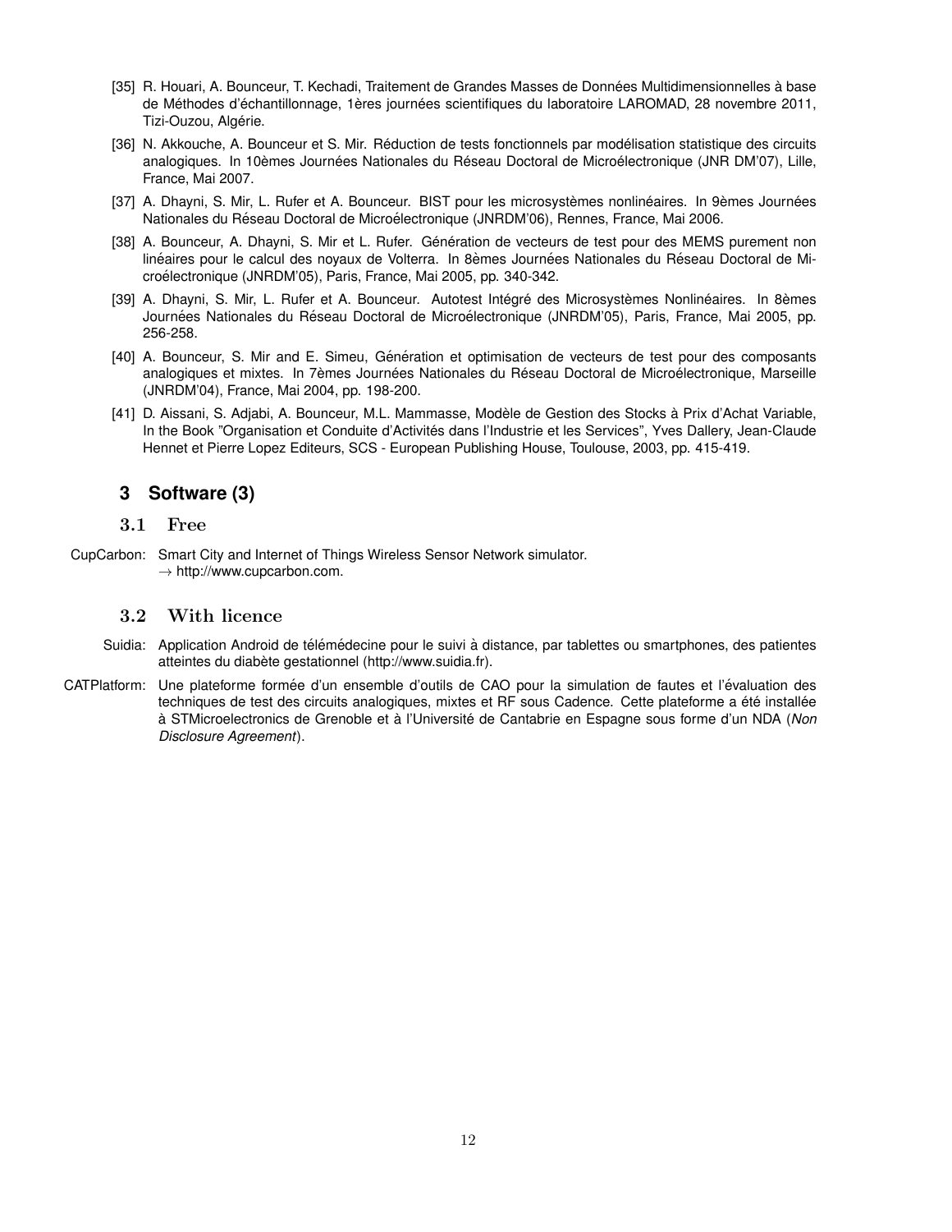[35] R. Houari, A. Bounceur, T. Kechadi, Traitement de Grandes Masses de Données Multidimensionnelles à base de Méthodes d'échantillonnage, 1ères journées scientifiques du laboratoire LAROMAD, 28 novembre 2011, Tizi-Ouzou, Algérie.

[36] N. Akkouche, A. Bounceur et S. Mir. Réduction de tests fonctionnels par modélisation statistique des circuits analogiques. In 10èmes Journées Nationales du Réseau Doctoral de Microélectronique (JNR DM'07), Lille, France, Mai 2007.

[37] A. Dhayni, S. Mir, L. Rufer et A. Bounceur. BIST pour les microsystèmes nonlinéaires. In 9èmes Journées Nationales du Réseau Doctoral de Microélectronique (JNRDM'06), Rennes, France, Mai 2006.

[38] A. Bounceur, A. Dhayni, S. Mir et L. Rufer. Génération de vecteurs de test pour des MEMS purement non linéaires pour le calcul des noyaux de Volterra. In 8èmes Journées Nationales du Réseau Doctoral de Microélectronique (JNRDM'05), Paris, France, Mai 2005, pp. 340-342.

[39] A. Dhayni, S. Mir, L. Rufer et A. Bounceur. Autotest Intégré des Microsystèmes Nonlinéaires. In 8èmes Journées Nationales du Réseau Doctoral de Microélectronique (JNRDM'05), Paris, France, Mai 2005, pp. 256-258.

[40] A. Bounceur, S. Mir and E. Simeu, Génération et optimisation de vecteurs de test pour des composants analogiques et mixtes. In 7èmes Journées Nationales du Réseau Doctoral de Microélectronique, Marseille (JNRDM'04), France, Mai 2004, pp. 198-200.

[41] D. Aissani, S. Adjabi, A. Bounceur, M.L. Mammasse, Modèle de Gestion des Stocks à Prix d'Achat Variable, In the Book "Organisation et Conduite d'Activités dans l'Industrie et les Services", Yves Dallery, Jean-Claude Hennet et Pierre Lopez Editeurs, SCS - European Publishing House, Toulouse, 2003, pp. 415-419.

## 3 Software (3)

### 3.1 Free

**CupCarbon:** Smart City and Internet of Things Wireless Sensor Network simulator.
→ http://www.cupcarbon.com.

### 3.2 With licence

**Suidia:** Application Android de télémédecine pour le suivi à distance, par tablettes ou smartphones, des patientes atteintes du diabète gestationnel (http://www.suidia.fr).

**CATPlatform:** Une plateforme formée d'un ensemble d'outils de CAO pour la simulation de fautes et l'évaluation des techniques de test des circuits analogiques, mixtes et RF sous Cadence. Cette plateforme a été installée à STMicroelectronics de Grenoble et à l'Université de Cantabrie en Espagne sous forme d'un NDA (*Non Disclosure Agreement*).